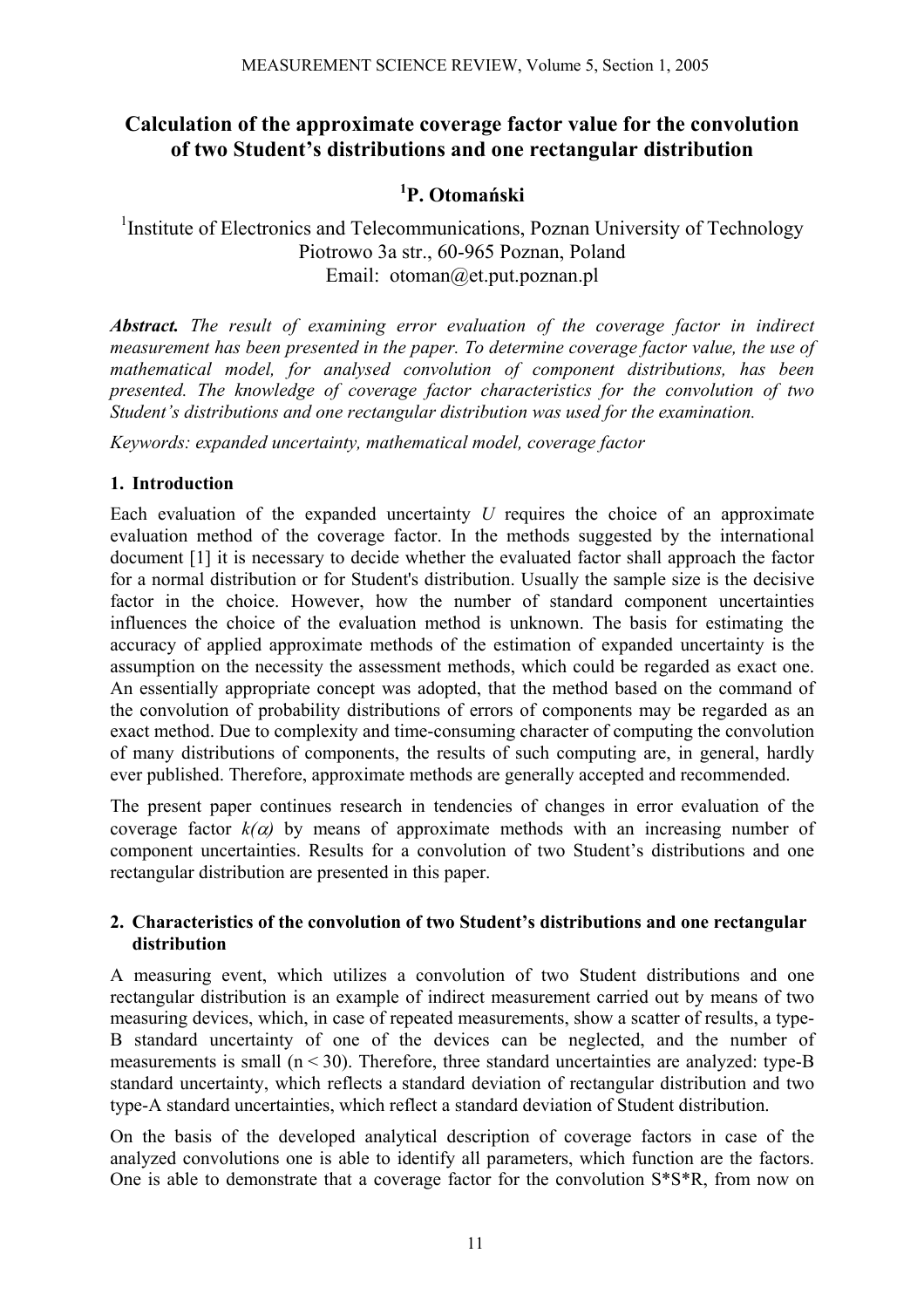# Calculation of the approximate coverage factor value for the convolution of two Student's distributions and one rectangular distribution

**[1]P. Otomański**

[1]Institute of Electronics and Telecommunications, Poznan University of Technology
Piotrowo 3a str., 60-965 Poznan, Poland
Email: otoman@et.put.poznan.pl

***Abstract.*** *The result of examining error evaluation of the coverage factor in indirect measurement has been presented in the paper. To determine coverage factor value, the use of mathematical model, for analysed convolution of component distributions, has been presented. The knowledge of coverage factor characteristics for the convolution of two Student's distributions and one rectangular distribution was used for the examination.*

*Keywords: expanded uncertainty, mathematical model, coverage factor*

## 1. Introduction

Each evaluation of the expanded uncertainty *U* requires the choice of an approximate evaluation method of the coverage factor. In the methods suggested by the international document [1] it is necessary to decide whether the evaluated factor shall approach the factor for a normal distribution or for Student's distribution. Usually the sample size is the decisive factor in the choice. However, how the number of standard component uncertainties influences the choice of the evaluation method is unknown. The basis for estimating the accuracy of applied approximate methods of the estimation of expanded uncertainty is the assumption on the necessity the assessment methods, which could be regarded as exact one. An essentially appropriate concept was adopted, that the method based on the command of the convolution of probability distributions of errors of components may be regarded as an exact method. Due to complexity and time-consuming character of computing the convolution of many distributions of components, the results of such computing are, in general, hardly ever published. Therefore, approximate methods are generally accepted and recommended.

The present paper continues research in tendencies of changes in error evaluation of the coverage factor $k(\alpha)$ by means of approximate methods with an increasing number of component uncertainties. Results for a convolution of two Student's distributions and one rectangular distribution are presented in this paper.

## 2. Characteristics of the convolution of two Student's distributions and one rectangular distribution

A measuring event, which utilizes a convolution of two Student distributions and one rectangular distribution is an example of indirect measurement carried out by means of two measuring devices, which, in case of repeated measurements, show a scatter of results, a type-B standard uncertainty of one of the devices can be neglected, and the number of measurements is small ($n < 30$). Therefore, three standard uncertainties are analyzed: type-B standard uncertainty, which reflects a standard deviation of rectangular distribution and two type-A standard uncertainties, which reflect a standard deviation of Student distribution.

On the basis of the developed analytical description of coverage factors in case of the analyzed convolutions one is able to identify all parameters, which function are the factors. One is able to demonstrate that a coverage factor for the convolution S*S*R, from now on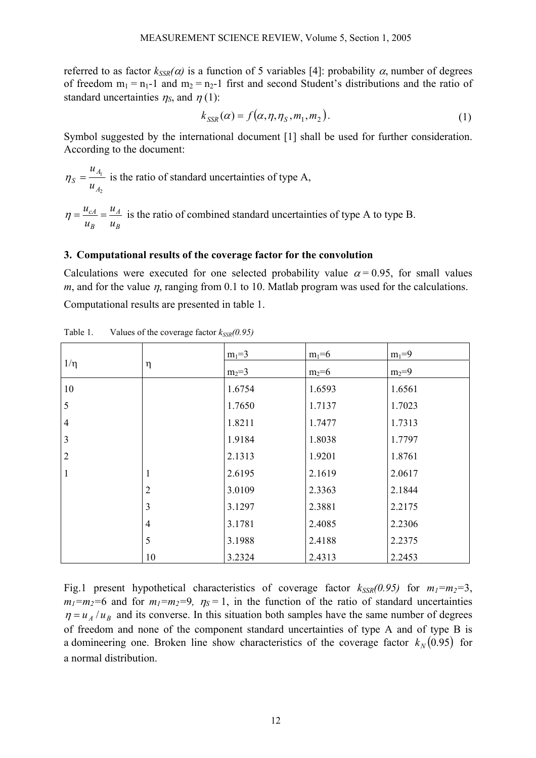referred to as factor $k_{SSR}(\alpha)$ is a function of 5 variables [4]: probability $\alpha$, number of degrees of freedom $m_1 = n_1$-1 and $m_2 = n_2$-1 first and second Student's distributions and the ratio of standard uncertainties $\eta_S$, and $\eta$ (1):

$$k_{SSR}(\alpha) = f(\alpha, \eta, \eta_S, m_1, m_2). \tag{1}$$

Symbol suggested by the international document [1] shall be used for further consideration. According to the document:

$\eta_S = \dfrac{u_{A_1}}{u_{A_2}}$ is the ratio of standard uncertainties of type A,

$\eta = \dfrac{u_{cA}}{u_B} = \dfrac{u_A}{u_B}$ is the ratio of combined standard uncertainties of type A to type B.

## 3. Computational results of the coverage factor for the convolution

Calculations were executed for one selected probability value $\alpha = 0.95$, for small values $m$, and for the value $\eta$, ranging from 0.1 to 10. Matlab program was used for the calculations.

Computational results are presented in table 1.

Table 1. Values of the coverage factor $k_{SSR}(0.95)$

| $1/\eta$ | $\eta$ | $m_1$=3 | $m_1$=6 | $m_1$=9 |
|---|---|---|---|---|
| | | $m_2$=3 | $m_2$=6 | $m_2$=9 |
| 10 | | 1.6754 | 1.6593 | 1.6561 |
| 5 | | 1.7650 | 1.7137 | 1.7023 |
| 4 | | 1.8211 | 1.7477 | 1.7313 |
| 3 | | 1.9184 | 1.8038 | 1.7797 |
| 2 | | 2.1313 | 1.9201 | 1.8761 |
| 1 | 1 | 2.6195 | 2.1619 | 2.0617 |
| | 2 | 3.0109 | 2.3363 | 2.1844 |
| | 3 | 3.1297 | 2.3881 | 2.2175 |
| | 4 | 3.1781 | 2.4085 | 2.2306 |
| | 5 | 3.1988 | 2.4188 | 2.2375 |
| | 10 | 3.2324 | 2.4313 | 2.2453 |

Fig.1 present hypothetical characteristics of coverage factor $k_{SSR}(0.95)$ for $m_1=m_2=3$, $m_1=m_2=6$ and for $m_1=m_2=9$, $\eta_S = 1$, in the function of the ratio of standard uncertainties $\eta = u_A / u_B$ and its converse. In this situation both samples have the same number of degrees of freedom and none of the component standard uncertainties of type A and of type B is a domineering one. Broken line show characteristics of the coverage factor $k_N(0.95)$ for a normal distribution.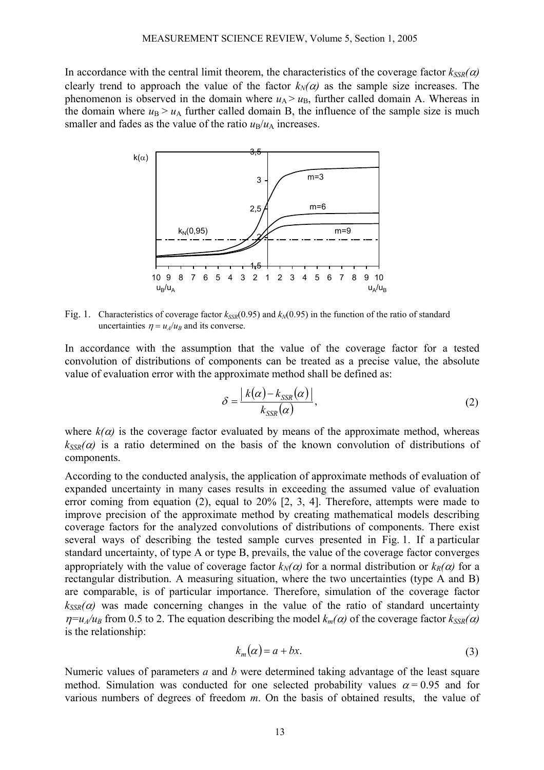In accordance with the central limit theorem, the characteristics of the coverage factor $k_{SSR}(\alpha)$ clearly trend to approach the value of the factor $k_N(\alpha)$ as the sample size increases. The phenomenon is observed in the domain where $u_A > u_B$, further called domain A. Whereas in the domain where $u_B > u_A$ further called domain B, the influence of the sample size is much smaller and fades as the value of the ratio $u_B/u_A$ increases.

Fig. 1. Characteristics of coverage factor $k_{SSR}(0.95)$ and $k_N(0.95)$ in the function of the ratio of standard uncertainties $\eta = u_A/u_B$ and its converse.

In accordance with the assumption that the value of the coverage factor for a tested convolution of distributions of components can be treated as a precise value, the absolute value of evaluation error with the approximate method shall be defined as:

$$\delta = \frac{|\, k(\alpha) - k_{SSR}(\alpha)\,|}{k_{SSR}(\alpha)}, \tag{2}$$

where $k(\alpha)$ is the coverage factor evaluated by means of the approximate method, whereas $k_{SSR}(\alpha)$ is a ratio determined on the basis of the known convolution of distributions of components.

According to the conducted analysis, the application of approximate methods of evaluation of expanded uncertainty in many cases results in exceeding the assumed value of evaluation error coming from equation (2), equal to 20% [2, 3, 4]. Therefore, attempts were made to improve precision of the approximate method by creating mathematical models describing coverage factors for the analyzed convolutions of distributions of components. There exist several ways of describing the tested sample curves presented in Fig. 1. If a particular standard uncertainty, of type A or type B, prevails, the value of the coverage factor converges appropriately with the value of coverage factor $k_N(\alpha)$ for a normal distribution or $k_R(\alpha)$ for a rectangular distribution. A measuring situation, where the two uncertainties (type A and B) are comparable, is of particular importance. Therefore, simulation of the coverage factor $k_{SSR}(\alpha)$ was made concerning changes in the value of the ratio of standard uncertainty $\eta = u_A/u_B$ from 0.5 to 2. The equation describing the model $k_m(\alpha)$ of the coverage factor $k_{SSR}(\alpha)$ is the relationship:

$$k_m(\alpha) = a + bx. \tag{3}$$

Numeric values of parameters $a$ and $b$ were determined taking advantage of the least square method. Simulation was conducted for one selected probability values $\alpha = 0.95$ and for various numbers of degrees of freedom $m$. On the basis of obtained results, the value of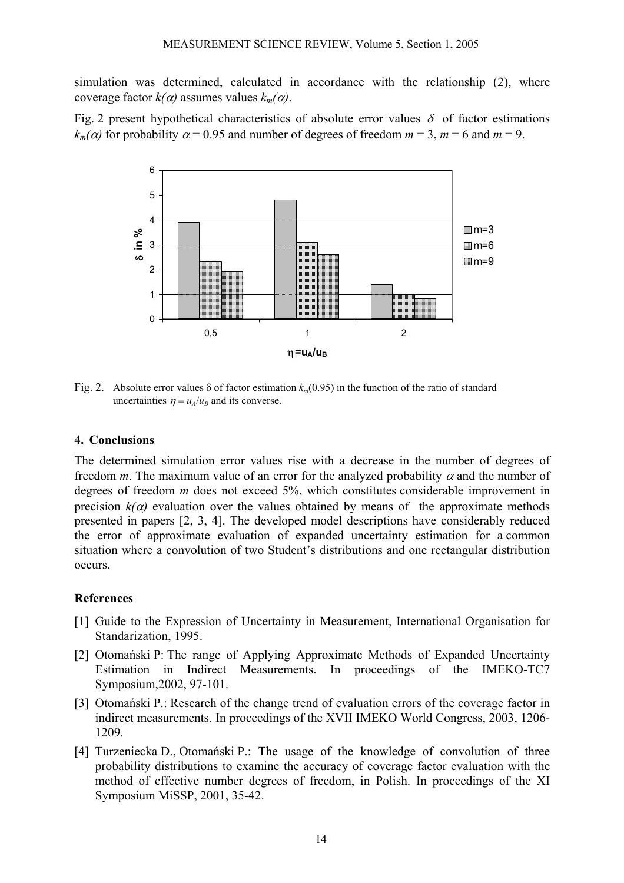simulation was determined, calculated in accordance with the relationship (2), where coverage factor $k(\alpha)$ assumes values $k_m(\alpha)$.

Fig. 2 present hypothetical characteristics of absolute error values $\delta$ of factor estimations $k_m(\alpha)$ for probability $\alpha = 0.95$ and number of degrees of freedom $m = 3$, $m = 6$ and $m = 9$.

6
5
4
3
2
1
0

δ in %

0,5
1
2

$\eta = u_A/u_B$

m=3
m=6
m=9

Fig. 2. Absolute error values δ of factor estimation $k_m(0.95)$ in the function of the ratio of standard uncertainties $\eta = u_A/u_B$ and its converse.

## 4. Conclusions

The determined simulation error values rise with a decrease in the number of degrees of freedom $m$. The maximum value of an error for the analyzed probability $\alpha$ and the number of degrees of freedom $m$ does not exceed 5%, which constitutes considerable improvement in precision $k(\alpha)$ evaluation over the values obtained by means of the approximate methods presented in papers [2, 3, 4]. The developed model descriptions have considerably reduced the error of approximate evaluation of expanded uncertainty estimation for a common situation where a convolution of two Student's distributions and one rectangular distribution occurs.

## References

[1] Guide to the Expression of Uncertainty in Measurement, International Organisation for Standarization, 1995.

[2] Otomański P: The range of Applying Approximate Methods of Expanded Uncertainty Estimation in Indirect Measurements. In proceedings of the IMEKO-TC7 Symposium,2002, 97-101.

[3] Otomański P.: Research of the change trend of evaluation errors of the coverage factor in indirect measurements. In proceedings of the XVII IMEKO World Congress, 2003, 1206-1209.

[4] Turzeniecka D., Otomański P.: The usage of the knowledge of convolution of three probability distributions to examine the accuracy of coverage factor evaluation with the method of effective number degrees of freedom, in Polish. In proceedings of the XI Symposium MiSSP, 2001, 35-42.